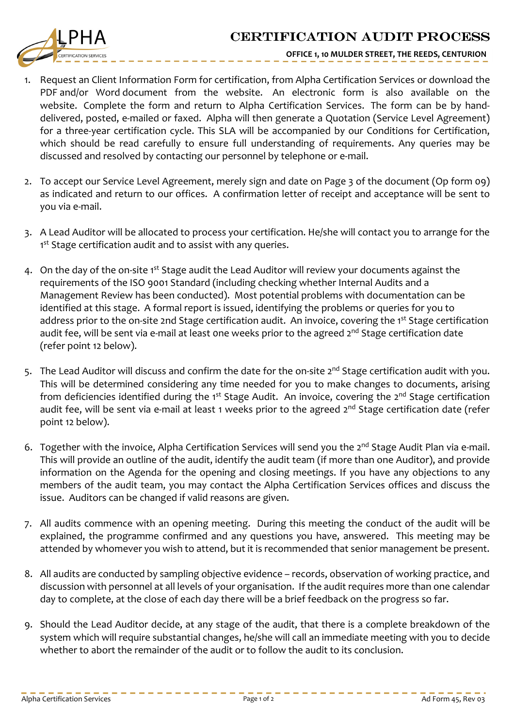# CERTIFICATION AUDIT PROCESS

**OFFICE 1, 10 MULDER STREET, THE REEDS, CENTURION**

1. Request an Client Information Form for certification, from Alpha Certification Services or download the PDF and/or Word document from the website. An electronic form is also available on the website. Complete the form and return to Alpha Certification Services. The form can be by hand-delivered, posted, e-mailed or faxed. Alpha will then generate a Quotation (Service Level Agreement) for a three-year certification cycle. This SLA will be accompanied by our Conditions for Certification, which should be read carefully to ensure full understanding of requirements. Any queries may be discussed and resolved by contacting our personnel by telephone or e-mail.

2. To accept our Service Level Agreement, merely sign and date on Page 3 of the document (Op form 09) as indicated and return to our offices. A confirmation letter of receipt and acceptance will be sent to you via e-mail.

3. A Lead Auditor will be allocated to process your certification. He/she will contact you to arrange for the 1st Stage certification audit and to assist with any queries.

4. On the day of the on-site 1st Stage audit the Lead Auditor will review your documents against the requirements of the ISO 9001 Standard (including checking whether Internal Audits and a Management Review has been conducted). Most potential problems with documentation can be identified at this stage. A formal report is issued, identifying the problems or queries for you to address prior to the on-site 2nd Stage certification audit. An invoice, covering the 1st Stage certification audit fee, will be sent via e-mail at least one weeks prior to the agreed 2nd Stage certification date (refer point 12 below).

5. The Lead Auditor will discuss and confirm the date for the on-site 2nd Stage certification audit with you. This will be determined considering any time needed for you to make changes to documents, arising from deficiencies identified during the 1st Stage Audit. An invoice, covering the 2nd Stage certification audit fee, will be sent via e-mail at least 1 weeks prior to the agreed 2nd Stage certification date (refer point 12 below).

6. Together with the invoice, Alpha Certification Services will send you the 2nd Stage Audit Plan via e-mail. This will provide an outline of the audit, identify the audit team (if more than one Auditor), and provide information on the Agenda for the opening and closing meetings. If you have any objections to any members of the audit team, you may contact the Alpha Certification Services offices and discuss the issue. Auditors can be changed if valid reasons are given.

7. All audits commence with an opening meeting. During this meeting the conduct of the audit will be explained, the programme confirmed and any questions you have, answered. This meeting may be attended by whomever you wish to attend, but it is recommended that senior management be present.

8. All audits are conducted by sampling objective evidence – records, observation of working practice, and discussion with personnel at all levels of your organisation. If the audit requires more than one calendar day to complete, at the close of each day there will be a brief feedback on the progress so far.

9. Should the Lead Auditor decide, at any stage of the audit, that there is a complete breakdown of the system which will require substantial changes, he/she will call an immediate meeting with you to decide whether to abort the remainder of the audit or to follow the audit to its conclusion.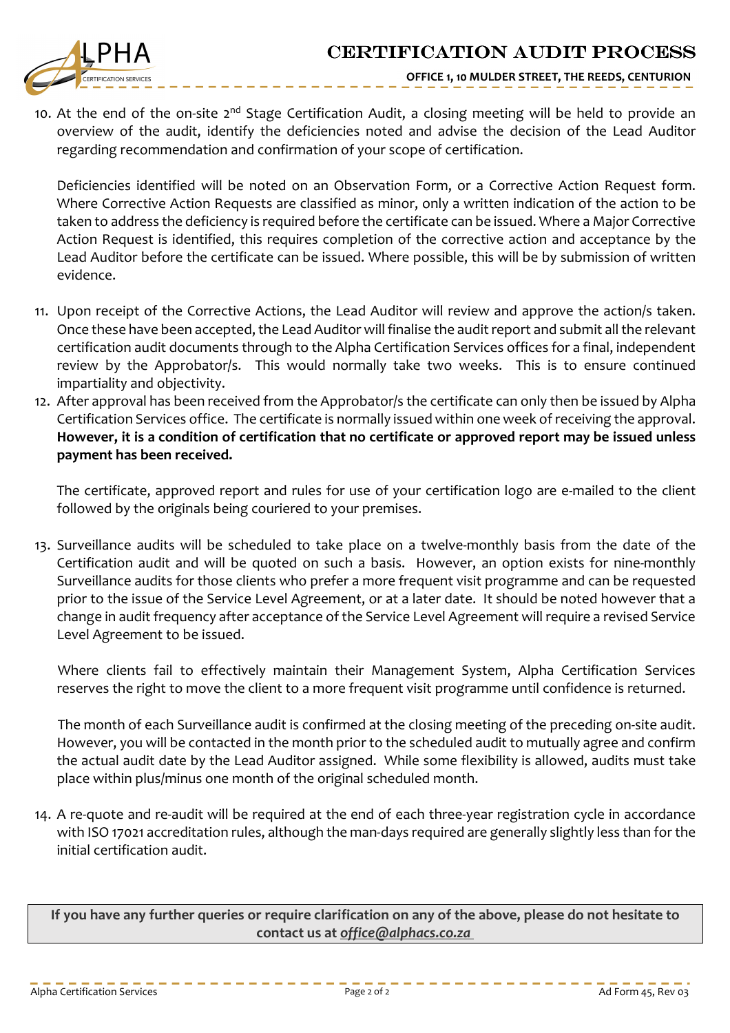10. At the end of the on-site 2nd Stage Certification Audit, a closing meeting will be held to provide an overview of the audit, identify the deficiencies noted and advise the decision of the Lead Auditor regarding recommendation and confirmation of your scope of certification.

    Deficiencies identified will be noted on an Observation Form, or a Corrective Action Request form. Where Corrective Action Requests are classified as minor, only a written indication of the action to be taken to address the deficiency is required before the certificate can be issued. Where a Major Corrective Action Request is identified, this requires completion of the corrective action and acceptance by the Lead Auditor before the certificate can be issued. Where possible, this will be by submission of written evidence.

11. Upon receipt of the Corrective Actions, the Lead Auditor will review and approve the action/s taken. Once these have been accepted, the Lead Auditor will finalise the audit report and submit all the relevant certification audit documents through to the Alpha Certification Services offices for a final, independent review by the Approbator/s. This would normally take two weeks. This is to ensure continued impartiality and objectivity.
12. After approval has been received from the Approbator/s the certificate can only then be issued by Alpha Certification Services office. The certificate is normally issued within one week of receiving the approval. **However, it is a condition of certification that no certificate or approved report may be issued unless payment has been received.**

    The certificate, approved report and rules for use of your certification logo are e-mailed to the client followed by the originals being couriered to your premises.

13. Surveillance audits will be scheduled to take place on a twelve-monthly basis from the date of the Certification audit and will be quoted on such a basis. However, an option exists for nine-monthly Surveillance audits for those clients who prefer a more frequent visit programme and can be requested prior to the issue of the Service Level Agreement, or at a later date. It should be noted however that a change in audit frequency after acceptance of the Service Level Agreement will require a revised Service Level Agreement to be issued.

    Where clients fail to effectively maintain their Management System, Alpha Certification Services reserves the right to move the client to a more frequent visit programme until confidence is returned.

    The month of each Surveillance audit is confirmed at the closing meeting of the preceding on-site audit. However, you will be contacted in the month prior to the scheduled audit to mutually agree and confirm the actual audit date by the Lead Auditor assigned. While some flexibility is allowed, audits must take place within plus/minus one month of the original scheduled month.

14. A re-quote and re-audit will be required at the end of each three-year registration cycle in accordance with ISO 17021 accreditation rules, although the man-days required are generally slightly less than for the initial certification audit.

**If you have any further queries or require clarification on any of the above, please do not hesitate to contact us at *office@alphacs.co.za***